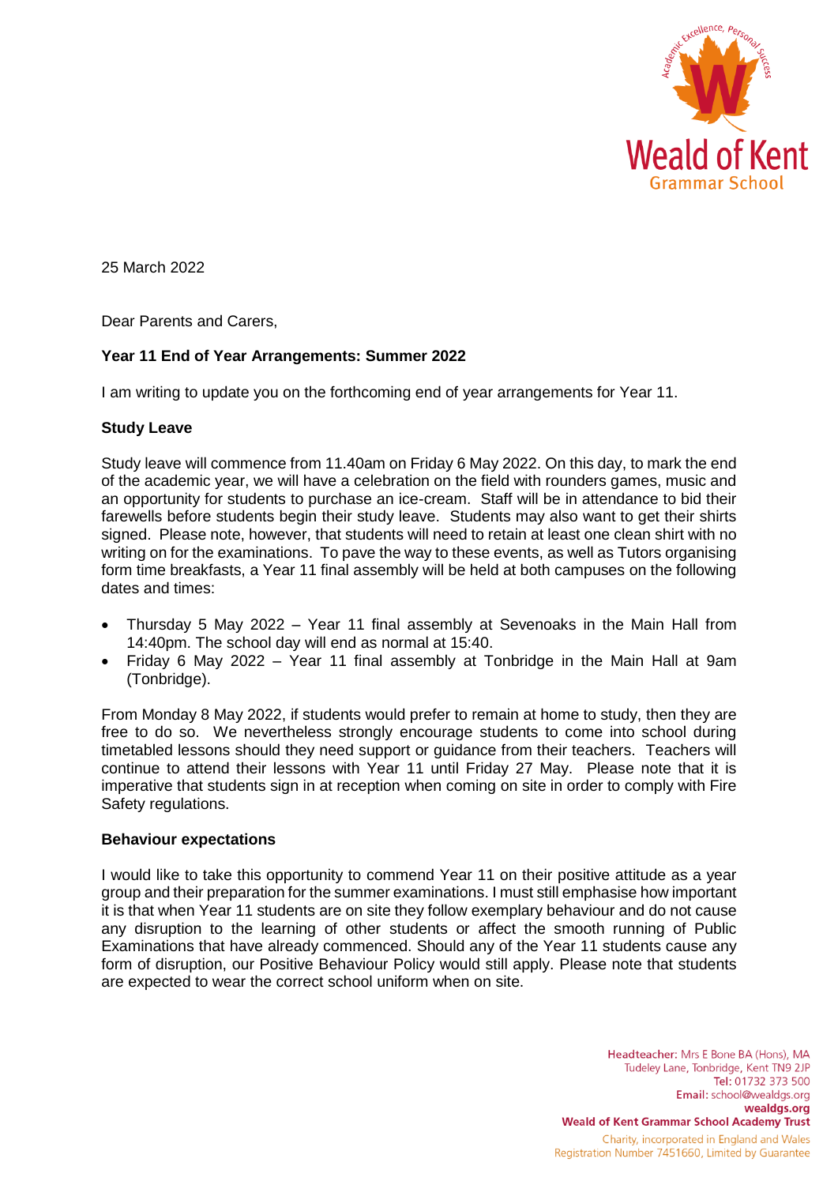25 March 2022

Dear Parents and Carers,

**Year 11 End of Year Arrangements: Summer 2022**

I am writing to update you on the forthcoming end of year arrangements for Year 11.

**Study Leave**

Study leave will commence from 11.40am on Friday 6 May 2022. On this day, to mark the end of the academic year, we will have a celebration on the field with rounders games, music and an opportunity for students to purchase an ice-cream. Staff will be in attendance to bid their farewells before students begin their study leave. Students may also want to get their shirts signed. Please note, however, that students will need to retain at least one clean shirt with no writing on for the examinations. To pave the way to these events, as well as Tutors organising form time breakfasts, a Year 11 final assembly will be held at both campuses on the following dates and times:

- Thursday 5 May 2022 – Year 11 final assembly at Sevenoaks in the Main Hall from 14:40pm. The school day will end as normal at 15:40.
- Friday 6 May 2022 – Year 11 final assembly at Tonbridge in the Main Hall at 9am (Tonbridge).

From Monday 8 May 2022, if students would prefer to remain at home to study, then they are free to do so. We nevertheless strongly encourage students to come into school during timetabled lessons should they need support or guidance from their teachers. Teachers will continue to attend their lessons with Year 11 until Friday 27 May. Please note that it is imperative that students sign in at reception when coming on site in order to comply with Fire Safety regulations.

**Behaviour expectations**

I would like to take this opportunity to commend Year 11 on their positive attitude as a year group and their preparation for the summer examinations. I must still emphasise how important it is that when Year 11 students are on site they follow exemplary behaviour and do not cause any disruption to the learning of other students or affect the smooth running of Public Examinations that have already commenced. Should any of the Year 11 students cause any form of disruption, our Positive Behaviour Policy would still apply. Please note that students are expected to wear the correct school uniform when on site.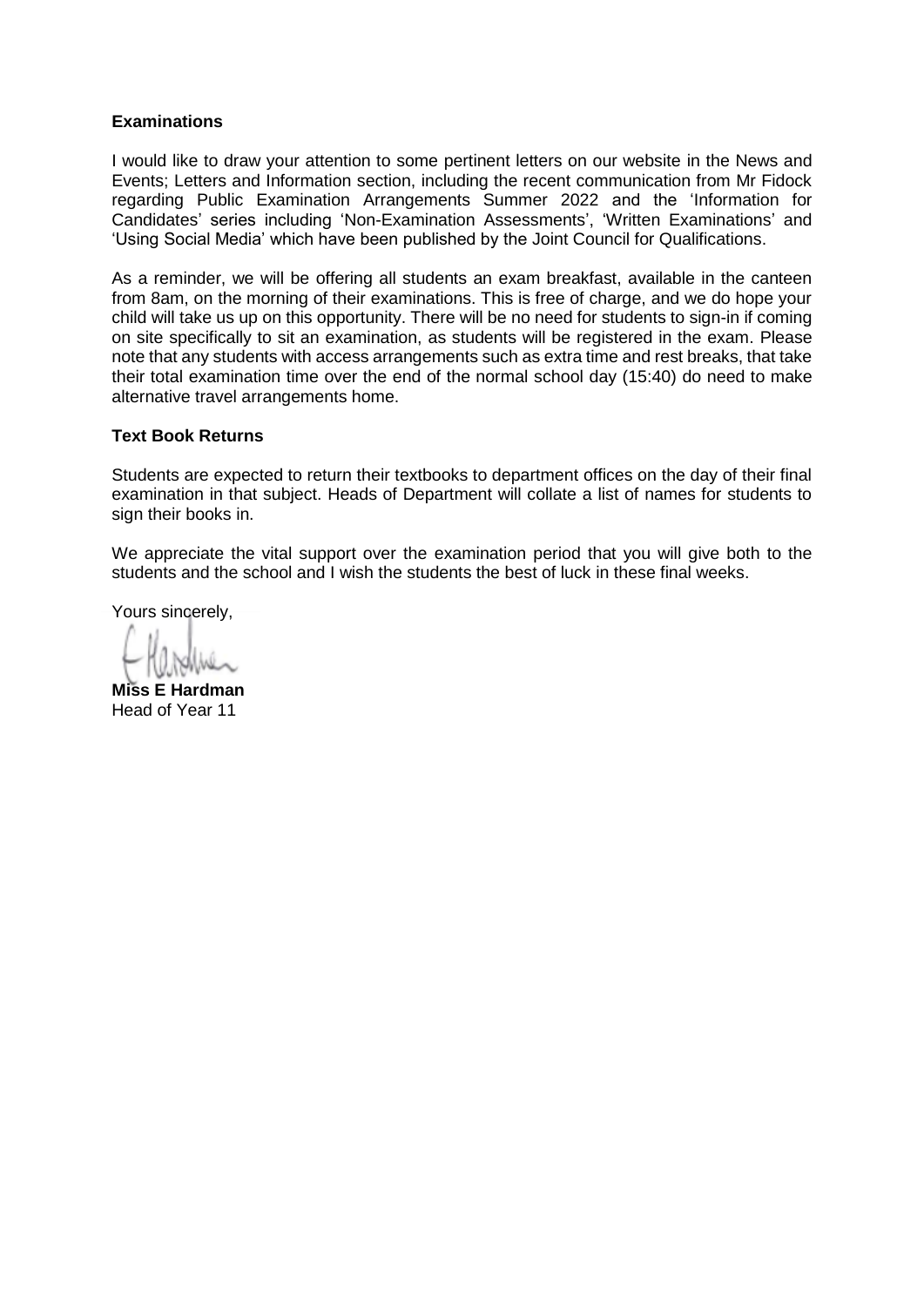**Examinations**

I would like to draw your attention to some pertinent letters on our website in the News and Events; Letters and Information section, including the recent communication from Mr Fidock regarding Public Examination Arrangements Summer 2022 and the 'Information for Candidates' series including 'Non-Examination Assessments', 'Written Examinations' and 'Using Social Media' which have been published by the Joint Council for Qualifications.

As a reminder, we will be offering all students an exam breakfast, available in the canteen from 8am, on the morning of their examinations. This is free of charge, and we do hope your child will take us up on this opportunity. There will be no need for students to sign-in if coming on site specifically to sit an examination, as students will be registered in the exam. Please note that any students with access arrangements such as extra time and rest breaks, that take their total examination time over the end of the normal school day (15:40) do need to make alternative travel arrangements home.

**Text Book Returns**

Students are expected to return their textbooks to department offices on the day of their final examination in that subject. Heads of Department will collate a list of names for students to sign their books in.

We appreciate the vital support over the examination period that you will give both to the students and the school and I wish the students the best of luck in these final weeks.

Yours sincerely,

**Miss E Hardman**
Head of Year 11